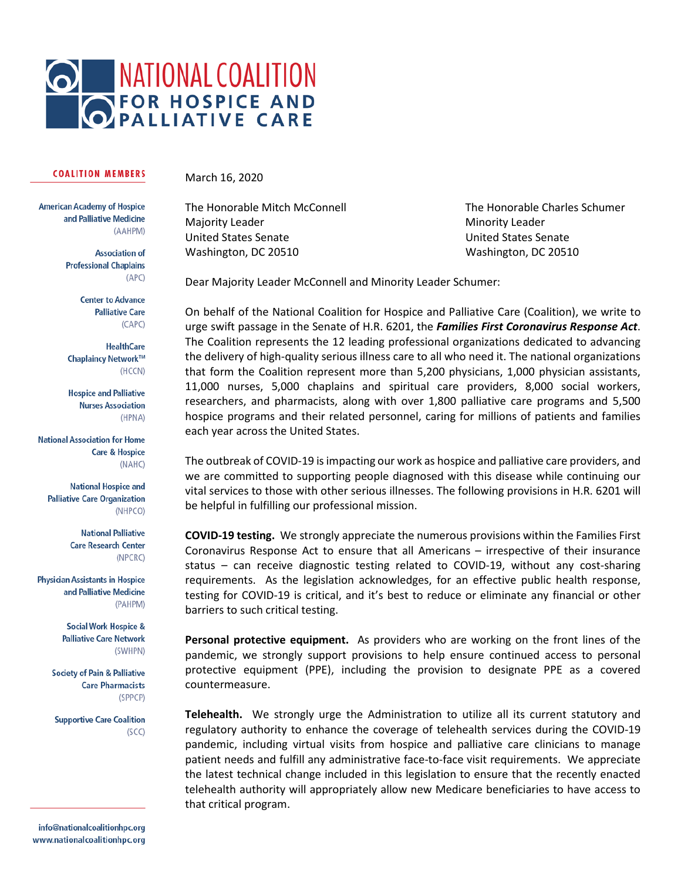# NATIONAL COALITION FOR HOSPICE AND PALLIATIVE CARE

**COALITION MEMBERS**

American Academy of Hospice and Palliative Medicine (AAHPM)

Association of Professional Chaplains (APC)

Center to Advance Palliative Care (CAPC)

HealthCare Chaplaincy Network™ (HCCN)

Hospice and Palliative Nurses Association (HPNA)

National Association for Home Care & Hospice (NAHC)

National Hospice and Palliative Care Organization (NHPCO)

National Palliative Care Research Center (NPCRC)

Physician Assistants in Hospice and Palliative Medicine (PAHPM)

Social Work Hospice & Palliative Care Network (SWHPN)

Society of Pain & Palliative Care Pharmacists (SPPCP)

Supportive Care Coalition (SCC)

info@nationalcoalitionhpc.org
www.nationalcoalitionhpc.org

March 16, 2020

The Honorable Mitch McConnell
Majority Leader
United States Senate
Washington, DC 20510

The Honorable Charles Schumer
Minority Leader
United States Senate
Washington, DC 20510

Dear Majority Leader McConnell and Minority Leader Schumer:

On behalf of the National Coalition for Hospice and Palliative Care (Coalition), we write to urge swift passage in the Senate of H.R. 6201, the ***Families First Coronavirus Response Act***. The Coalition represents the 12 leading professional organizations dedicated to advancing the delivery of high-quality serious illness care to all who need it. The national organizations that form the Coalition represent more than 5,200 physicians, 1,000 physician assistants, 11,000 nurses, 5,000 chaplains and spiritual care providers, 8,000 social workers, researchers, and pharmacists, along with over 1,800 palliative care programs and 5,500 hospice programs and their related personnel, caring for millions of patients and families each year across the United States.

The outbreak of COVID-19 is impacting our work as hospice and palliative care providers, and we are committed to supporting people diagnosed with this disease while continuing our vital services to those with other serious illnesses. The following provisions in H.R. 6201 will be helpful in fulfilling our professional mission.

**COVID-19 testing.** We strongly appreciate the numerous provisions within the Families First Coronavirus Response Act to ensure that all Americans – irrespective of their insurance status – can receive diagnostic testing related to COVID-19, without any cost-sharing requirements. As the legislation acknowledges, for an effective public health response, testing for COVID-19 is critical, and it's best to reduce or eliminate any financial or other barriers to such critical testing.

**Personal protective equipment.** As providers who are working on the front lines of the pandemic, we strongly support provisions to help ensure continued access to personal protective equipment (PPE), including the provision to designate PPE as a covered countermeasure.

**Telehealth.** We strongly urge the Administration to utilize all its current statutory and regulatory authority to enhance the coverage of telehealth services during the COVID-19 pandemic, including virtual visits from hospice and palliative care clinicians to manage patient needs and fulfill any administrative face-to-face visit requirements. We appreciate the latest technical change included in this legislation to ensure that the recently enacted telehealth authority will appropriately allow new Medicare beneficiaries to have access to that critical program.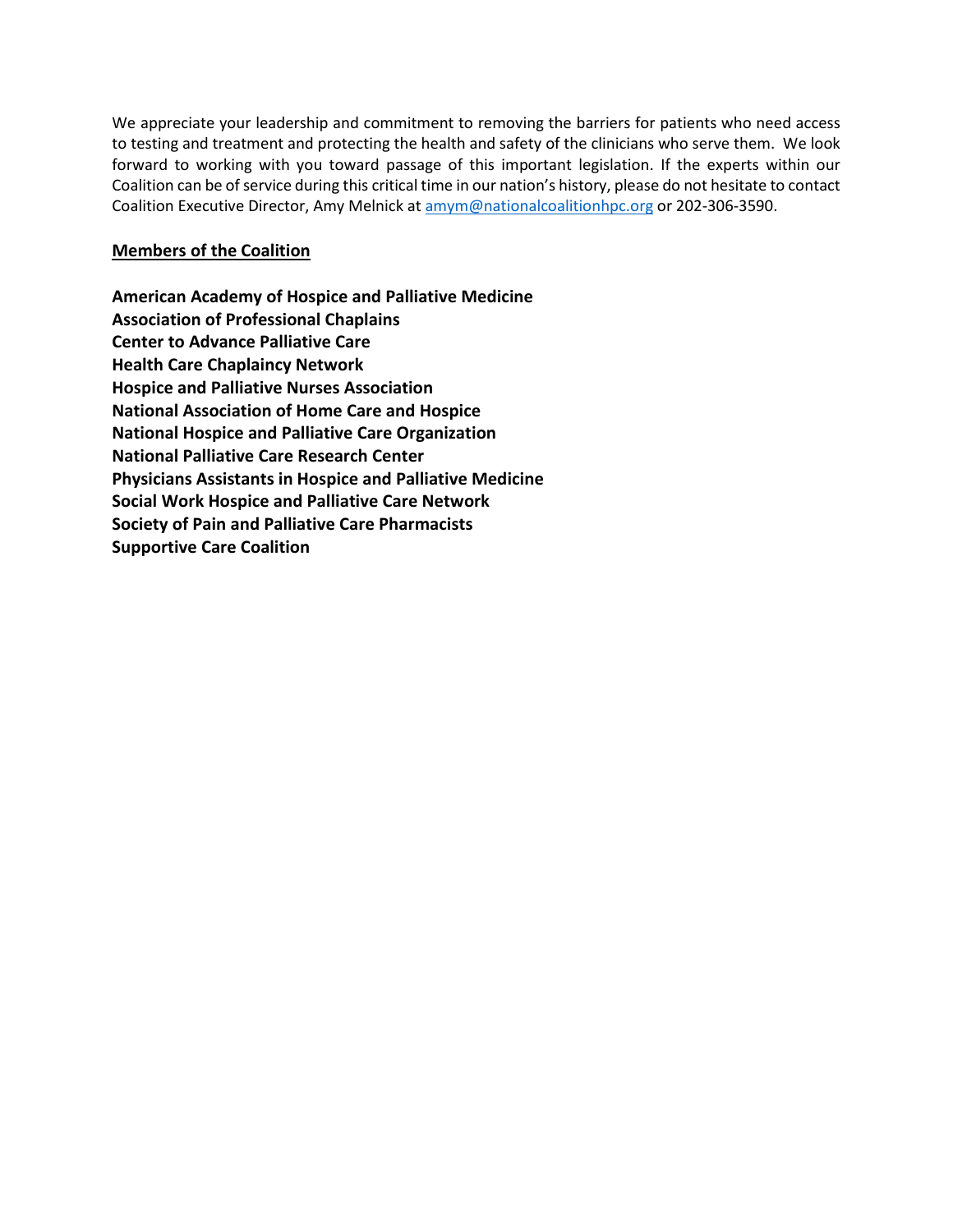We appreciate your leadership and commitment to removing the barriers for patients who need access to testing and treatment and protecting the health and safety of the clinicians who serve them. We look forward to working with you toward passage of this important legislation. If the experts within our Coalition can be of service during this critical time in our nation's history, please do not hesitate to contact Coalition Executive Director, Amy Melnick at amym@nationalcoalitionhpc.org or 202-306-3590.

**Members of the Coalition**

**American Academy of Hospice and Palliative Medicine**
**Association of Professional Chaplains**
**Center to Advance Palliative Care**
**Health Care Chaplaincy Network**
**Hospice and Palliative Nurses Association**
**National Association of Home Care and Hospice**
**National Hospice and Palliative Care Organization**
**National Palliative Care Research Center**
**Physicians Assistants in Hospice and Palliative Medicine**
**Social Work Hospice and Palliative Care Network**
**Society of Pain and Palliative Care Pharmacists**
**Supportive Care Coalition**